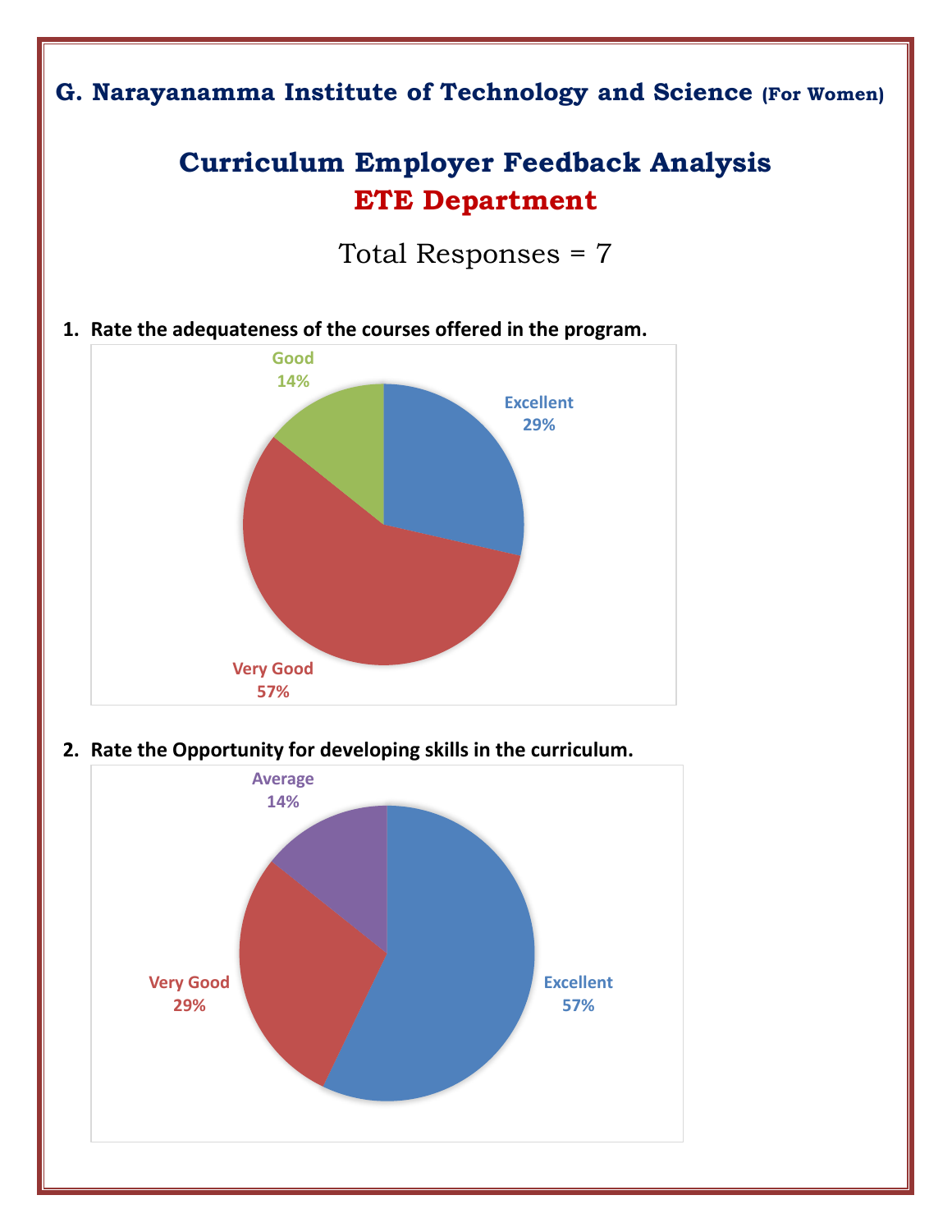# G. Narayanamma Institute of Technology and Science (For Women)

## Curriculum Employer Feedback Analysis

## ETE Department

Total Responses = 7

1. **Rate the adequateness of the courses offered in the program.**

Good 14%

Excellent 29%

Very Good 57%

2. **Rate the Opportunity for developing skills in the curriculum.**

Average 14%

Very Good 29%

Excellent 57%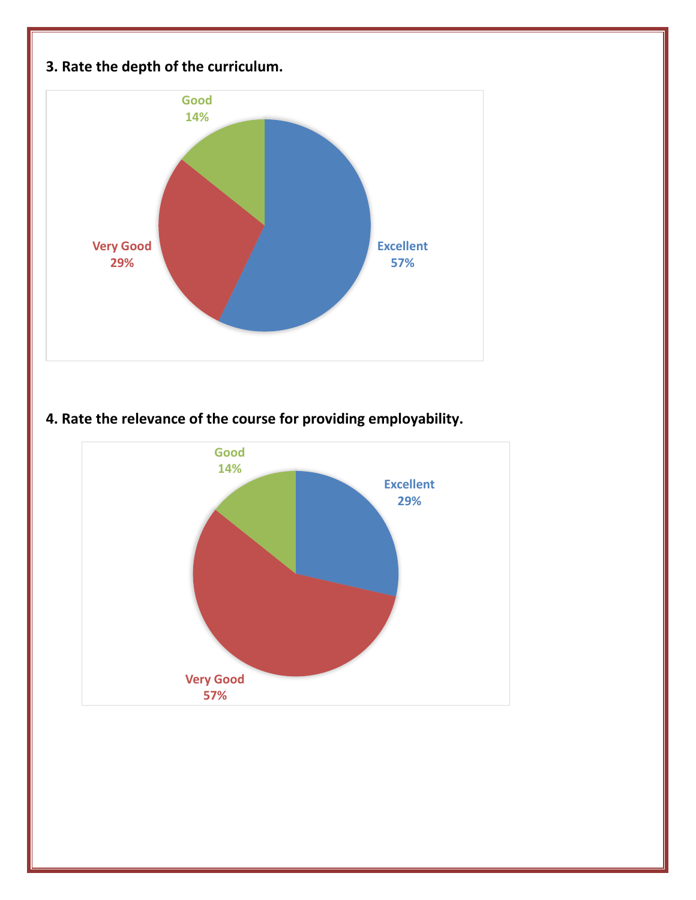**3. Rate the depth of the curriculum.**

Good 14%

Very Good 29%

Excellent 57%

**4. Rate the relevance of the course for providing employability.**

Good 14%

Excellent 29%

Very Good 57%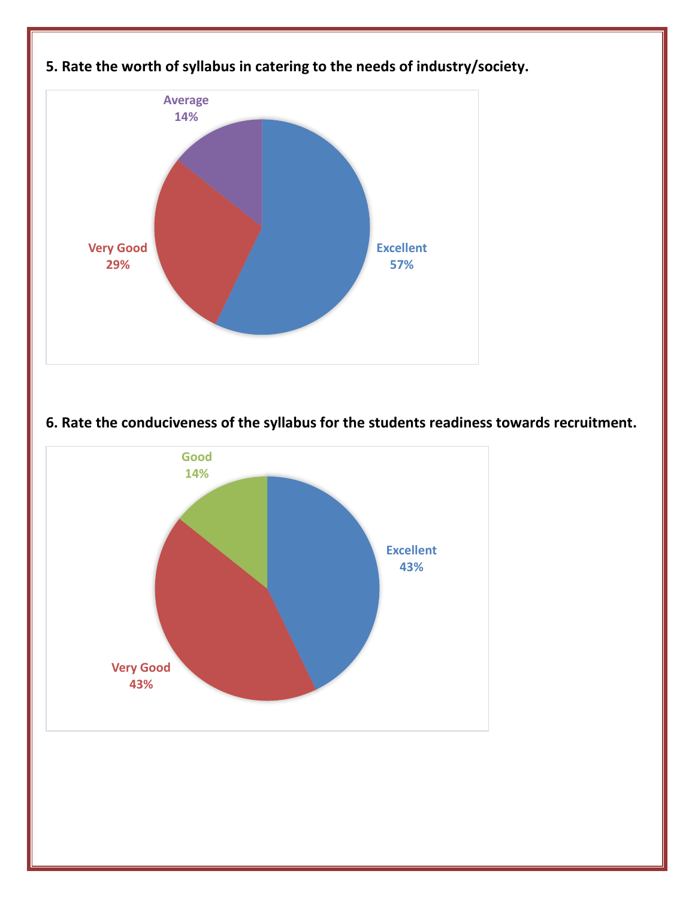**5. Rate the worth of syllabus in catering to the needs of industry/society.**

Average 14%

Very Good 29%

Excellent 57%

**6. Rate the conduciveness of the syllabus for the students readiness towards recruitment.**

Good 14%

Excellent 43%

Very Good 43%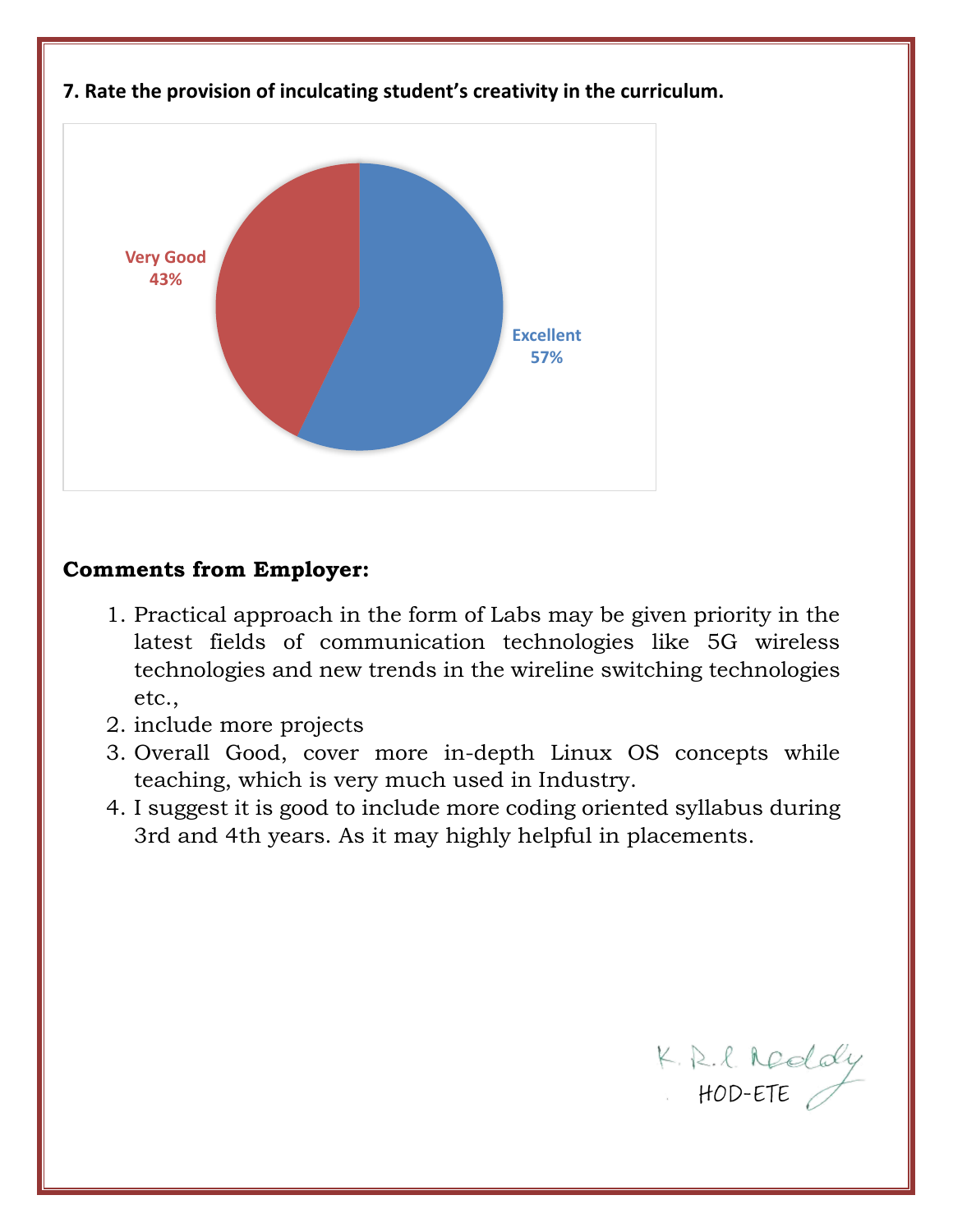**7. Rate the provision of inculcating student's creativity in the curriculum.**

Very Good
43%

Excellent
57%

**Comments from Employer:**

1. Practical approach in the form of Labs may be given priority in the latest fields of communication technologies like 5G wireless technologies and new trends in the wireline switching technologies etc.,
2. include more projects
3. Overall Good, cover more in-depth Linux OS concepts while teaching, which is very much used in Industry.
4. I suggest it is good to include more coding oriented syllabus during 3rd and 4th years. As it may highly helpful in placements.

K. R. L Reddy
HOD-ETE